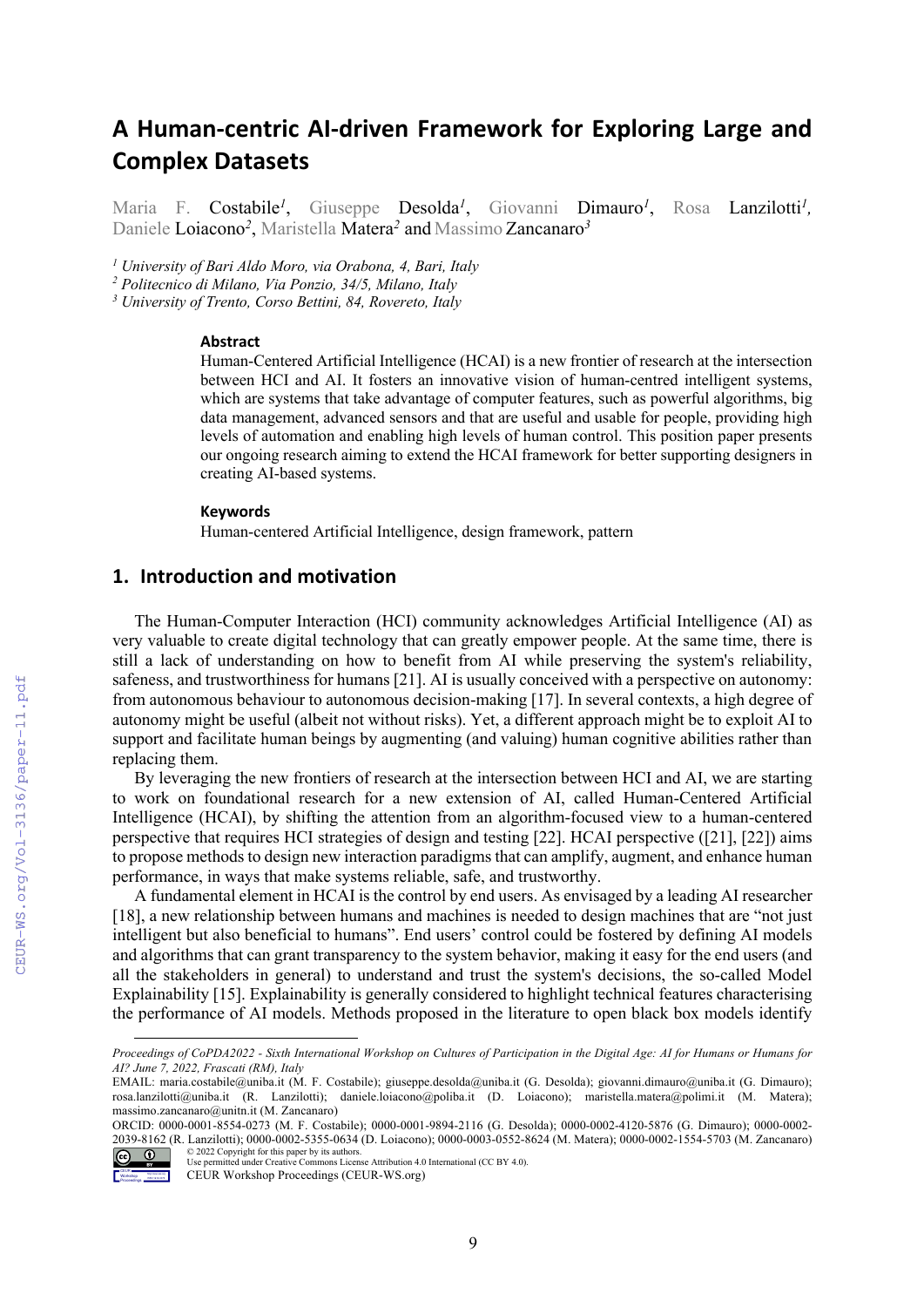# A Human-centric AI-driven Framework for Exploring Large and Complex Datasets

Maria F. Costabile[1], Giuseppe Desolda[1], Giovanni Dimauro[1], Rosa Lanzilotti[1], Daniele Loiacono[2], Maristella Matera[2] and Massimo Zancanaro[3]

[1] *University of Bari Aldo Moro, via Orabona, 4, Bari, Italy*
[2] *Politecnico di Milano, Via Ponzio, 34/5, Milano, Italy*
[3] *University of Trento, Corso Bettini, 84, Rovereto, Italy*

### Abstract

Human-Centered Artificial Intelligence (HCAI) is a new frontier of research at the intersection between HCI and AI. It fosters an innovative vision of human-centred intelligent systems, which are systems that take advantage of computer features, such as powerful algorithms, big data management, advanced sensors and that are useful and usable for people, providing high levels of automation and enabling high levels of human control. This position paper presents our ongoing research aiming to extend the HCAI framework for better supporting designers in creating AI-based systems.

### Keywords

Human-centered Artificial Intelligence, design framework, pattern

## 1. Introduction and motivation

The Human-Computer Interaction (HCI) community acknowledges Artificial Intelligence (AI) as very valuable to create digital technology that can greatly empower people. At the same time, there is still a lack of understanding on how to benefit from AI while preserving the system's reliability, safeness, and trustworthiness for humans [21]. AI is usually conceived with a perspective on autonomy: from autonomous behaviour to autonomous decision-making [17]. In several contexts, a high degree of autonomy might be useful (albeit not without risks). Yet, a different approach might be to exploit AI to support and facilitate human beings by augmenting (and valuing) human cognitive abilities rather than replacing them.

By leveraging the new frontiers of research at the intersection between HCI and AI, we are starting to work on foundational research for a new extension of AI, called Human-Centered Artificial Intelligence (HCAI), by shifting the attention from an algorithm-focused view to a human-centered perspective that requires HCI strategies of design and testing [22]. HCAI perspective ([21], [22]) aims to propose methods to design new interaction paradigms that can amplify, augment, and enhance human performance, in ways that make systems reliable, safe, and trustworthy.

A fundamental element in HCAI is the control by end users. As envisaged by a leading AI researcher [18], a new relationship between humans and machines is needed to design machines that are "not just intelligent but also beneficial to humans". End users' control could be fostered by defining AI models and algorithms that can grant transparency to the system behavior, making it easy for the end users (and all the stakeholders in general) to understand and trust the system's decisions, the so-called Model Explainability [15]. Explainability is generally considered to highlight technical features characterising the performance of AI models. Methods proposed in the literature to open black box models identify

---

*Proceedings of CoPDA2022 - Sixth International Workshop on Cultures of Participation in the Digital Age: AI for Humans or Humans for AI? June 7, 2022, Frascati (RM), Italy*

EMAIL: maria.costabile@uniba.it (M. F. Costabile); giuseppe.desolda@uniba.it (G. Desolda); giovanni.dimauro@uniba.it (G. Dimauro); rosa.lanzilotti@uniba.it (R. Lanzilotti); daniele.loiacono@poliba.it (D. Loiacono); maristella.matera@polimi.it (M. Matera); massimo.zancanaro@unitn.it (M. Zancanaro)

ORCID: 0000-0001-8554-0273 (M. F. Costabile); 0000-0001-9894-2116 (G. Desolda); 0000-0002-4120-5876 (G. Dimauro); 0000-0002-2039-8162 (R. Lanzilotti); 0000-0002-5355-0634 (D. Loiacono); 0000-0003-0552-8624 (M. Matera); 0000-0002-1554-5703 (M. Zancanaro)

© 2022 Copyright for this paper by its authors.
Use permitted under Creative Commons License Attribution 4.0 International (CC BY 4.0).
CEUR Workshop Proceedings (CEUR-WS.org)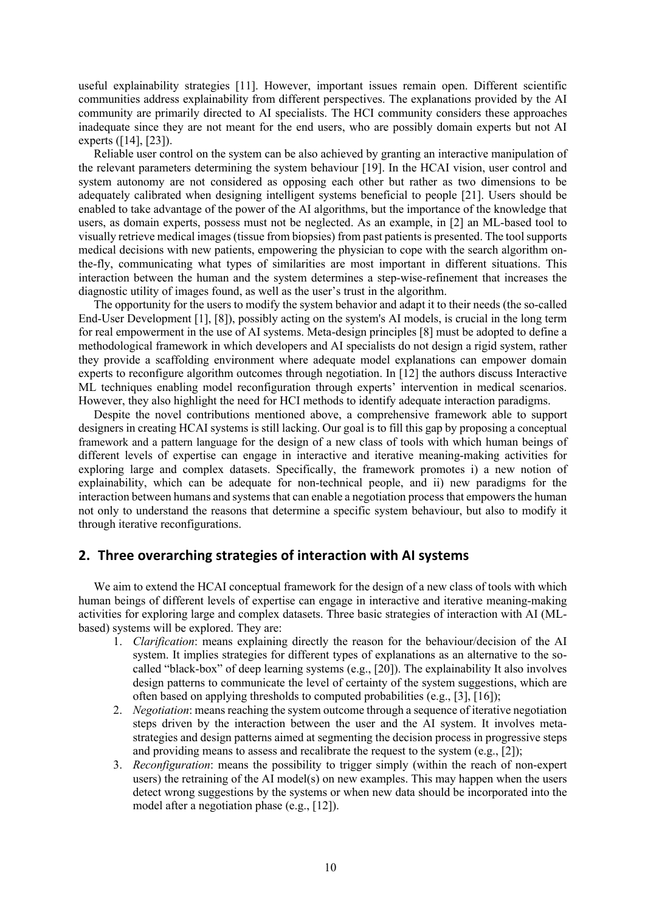useful explainability strategies [11]. However, important issues remain open. Different scientific communities address explainability from different perspectives. The explanations provided by the AI community are primarily directed to AI specialists. The HCI community considers these approaches inadequate since they are not meant for the end users, who are possibly domain experts but not AI experts ([14], [23]).

Reliable user control on the system can be also achieved by granting an interactive manipulation of the relevant parameters determining the system behaviour [19]. In the HCAI vision, user control and system autonomy are not considered as opposing each other but rather as two dimensions to be adequately calibrated when designing intelligent systems beneficial to people [21]. Users should be enabled to take advantage of the power of the AI algorithms, but the importance of the knowledge that users, as domain experts, possess must not be neglected. As an example, in [2] an ML-based tool to visually retrieve medical images (tissue from biopsies) from past patients is presented. The tool supports medical decisions with new patients, empowering the physician to cope with the search algorithm on-the-fly, communicating what types of similarities are most important in different situations. This interaction between the human and the system determines a step-wise-refinement that increases the diagnostic utility of images found, as well as the user's trust in the algorithm.

The opportunity for the users to modify the system behavior and adapt it to their needs (the so-called End-User Development [1], [8]), possibly acting on the system's AI models, is crucial in the long term for real empowerment in the use of AI systems. Meta-design principles [8] must be adopted to define a methodological framework in which developers and AI specialists do not design a rigid system, rather they provide a scaffolding environment where adequate model explanations can empower domain experts to reconfigure algorithm outcomes through negotiation. In [12] the authors discuss Interactive ML techniques enabling model reconfiguration through experts' intervention in medical scenarios. However, they also highlight the need for HCI methods to identify adequate interaction paradigms.

Despite the novel contributions mentioned above, a comprehensive framework able to support designers in creating HCAI systems is still lacking. Our goal is to fill this gap by proposing a conceptual framework and a pattern language for the design of a new class of tools with which human beings of different levels of expertise can engage in interactive and iterative meaning-making activities for exploring large and complex datasets. Specifically, the framework promotes i) a new notion of explainability, which can be adequate for non-technical people, and ii) new paradigms for the interaction between humans and systems that can enable a negotiation process that empowers the human not only to understand the reasons that determine a specific system behaviour, but also to modify it through iterative reconfigurations.

## 2. Three overarching strategies of interaction with AI systems

We aim to extend the HCAI conceptual framework for the design of a new class of tools with which human beings of different levels of expertise can engage in interactive and iterative meaning-making activities for exploring large and complex datasets. Three basic strategies of interaction with AI (ML-based) systems will be explored. They are:

1. *Clarification*: means explaining directly the reason for the behaviour/decision of the AI system. It implies strategies for different types of explanations as an alternative to the so-called "black-box" of deep learning systems (e.g., [20]). The explainability It also involves design patterns to communicate the level of certainty of the system suggestions, which are often based on applying thresholds to computed probabilities (e.g., [3], [16]);
2. *Negotiation*: means reaching the system outcome through a sequence of iterative negotiation steps driven by the interaction between the user and the AI system. It involves meta-strategies and design patterns aimed at segmenting the decision process in progressive steps and providing means to assess and recalibrate the request to the system (e.g., [2]);
3. *Reconfiguration*: means the possibility to trigger simply (within the reach of non-expert users) the retraining of the AI model(s) on new examples. This may happen when the users detect wrong suggestions by the systems or when new data should be incorporated into the model after a negotiation phase (e.g., [12]).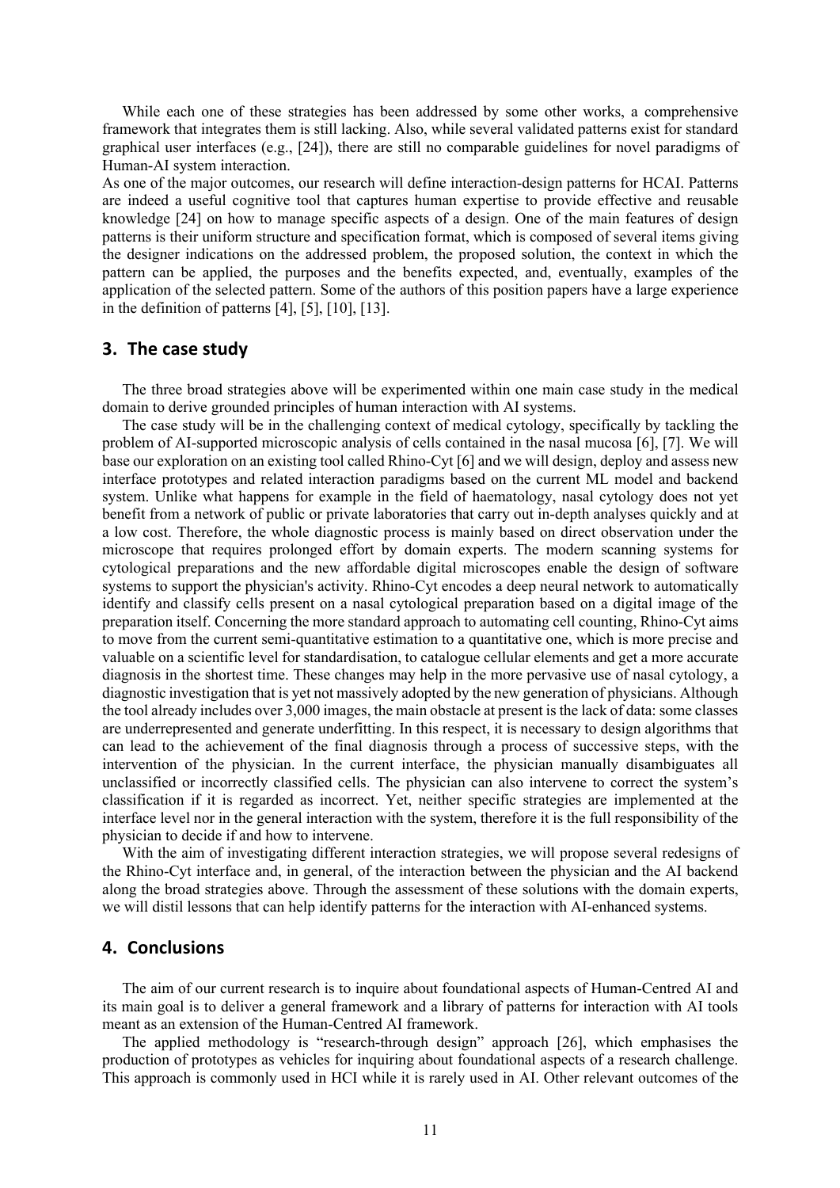While each one of these strategies has been addressed by some other works, a comprehensive framework that integrates them is still lacking. Also, while several validated patterns exist for standard graphical user interfaces (e.g., [24]), there are still no comparable guidelines for novel paradigms of Human-AI system interaction.

As one of the major outcomes, our research will define interaction-design patterns for HCAI. Patterns are indeed a useful cognitive tool that captures human expertise to provide effective and reusable knowledge [24] on how to manage specific aspects of a design. One of the main features of design patterns is their uniform structure and specification format, which is composed of several items giving the designer indications on the addressed problem, the proposed solution, the context in which the pattern can be applied, the purposes and the benefits expected, and, eventually, examples of the application of the selected pattern. Some of the authors of this position papers have a large experience in the definition of patterns [4], [5], [10], [13].

## 3. The case study

The three broad strategies above will be experimented within one main case study in the medical domain to derive grounded principles of human interaction with AI systems.

The case study will be in the challenging context of medical cytology, specifically by tackling the problem of AI-supported microscopic analysis of cells contained in the nasal mucosa [6], [7]. We will base our exploration on an existing tool called Rhino-Cyt [6] and we will design, deploy and assess new interface prototypes and related interaction paradigms based on the current ML model and backend system. Unlike what happens for example in the field of haematology, nasal cytology does not yet benefit from a network of public or private laboratories that carry out in-depth analyses quickly and at a low cost. Therefore, the whole diagnostic process is mainly based on direct observation under the microscope that requires prolonged effort by domain experts. The modern scanning systems for cytological preparations and the new affordable digital microscopes enable the design of software systems to support the physician's activity. Rhino-Cyt encodes a deep neural network to automatically identify and classify cells present on a nasal cytological preparation based on a digital image of the preparation itself. Concerning the more standard approach to automating cell counting, Rhino-Cyt aims to move from the current semi-quantitative estimation to a quantitative one, which is more precise and valuable on a scientific level for standardisation, to catalogue cellular elements and get a more accurate diagnosis in the shortest time. These changes may help in the more pervasive use of nasal cytology, a diagnostic investigation that is yet not massively adopted by the new generation of physicians. Although the tool already includes over 3,000 images, the main obstacle at present is the lack of data: some classes are underrepresented and generate underfitting. In this respect, it is necessary to design algorithms that can lead to the achievement of the final diagnosis through a process of successive steps, with the intervention of the physician. In the current interface, the physician manually disambiguates all unclassified or incorrectly classified cells. The physician can also intervene to correct the system's classification if it is regarded as incorrect. Yet, neither specific strategies are implemented at the interface level nor in the general interaction with the system, therefore it is the full responsibility of the physician to decide if and how to intervene.

With the aim of investigating different interaction strategies, we will propose several redesigns of the Rhino-Cyt interface and, in general, of the interaction between the physician and the AI backend along the broad strategies above. Through the assessment of these solutions with the domain experts, we will distil lessons that can help identify patterns for the interaction with AI-enhanced systems.

## 4. Conclusions

The aim of our current research is to inquire about foundational aspects of Human-Centred AI and its main goal is to deliver a general framework and a library of patterns for interaction with AI tools meant as an extension of the Human-Centred AI framework.

The applied methodology is "research-through design" approach [26], which emphasises the production of prototypes as vehicles for inquiring about foundational aspects of a research challenge. This approach is commonly used in HCI while it is rarely used in AI. Other relevant outcomes of the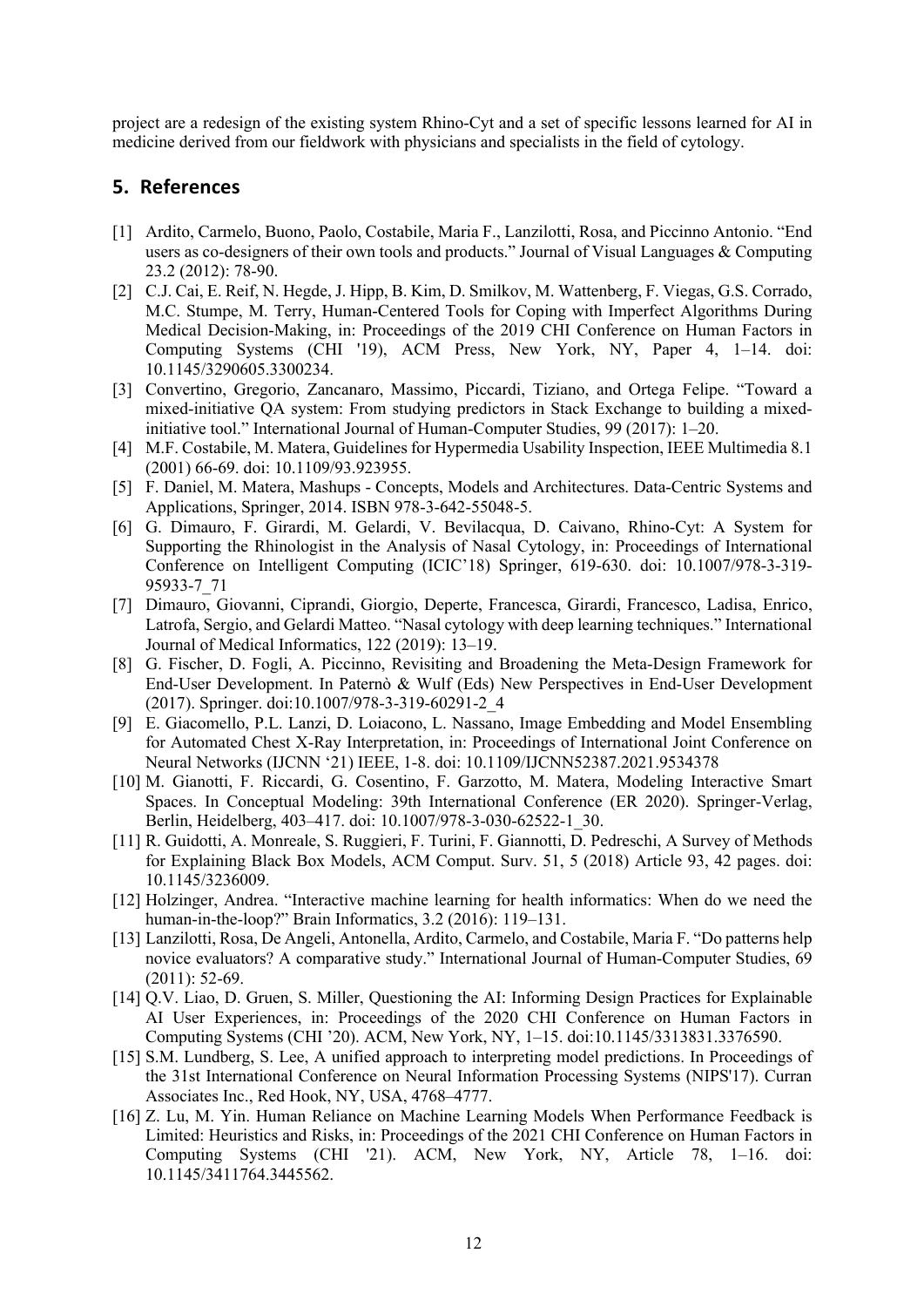project are a redesign of the existing system Rhino-Cyt and a set of specific lessons learned for AI in medicine derived from our fieldwork with physicians and specialists in the field of cytology.

## 5. References

[1] Ardito, Carmelo, Buono, Paolo, Costabile, Maria F., Lanzilotti, Rosa, and Piccinno Antonio. "End users as co-designers of their own tools and products." Journal of Visual Languages & Computing 23.2 (2012): 78-90.

[2] C.J. Cai, E. Reif, N. Hegde, J. Hipp, B. Kim, D. Smilkov, M. Wattenberg, F. Viegas, G.S. Corrado, M.C. Stumpe, M. Terry, Human-Centered Tools for Coping with Imperfect Algorithms During Medical Decision-Making, in: Proceedings of the 2019 CHI Conference on Human Factors in Computing Systems (CHI '19), ACM Press, New York, NY, Paper 4, 1–14. doi: 10.1145/3290605.3300234.

[3] Convertino, Gregorio, Zancanaro, Massimo, Piccardi, Tiziano, and Ortega Felipe. "Toward a mixed-initiative QA system: From studying predictors in Stack Exchange to building a mixed-initiative tool." International Journal of Human-Computer Studies, 99 (2017): 1–20.

[4] M.F. Costabile, M. Matera, Guidelines for Hypermedia Usability Inspection, IEEE Multimedia 8.1 (2001) 66-69. doi: 10.1109/93.923955.

[5] F. Daniel, M. Matera, Mashups - Concepts, Models and Architectures. Data-Centric Systems and Applications, Springer, 2014. ISBN 978-3-642-55048-5.

[6] G. Dimauro, F. Girardi, M. Gelardi, V. Bevilacqua, D. Caivano, Rhino-Cyt: A System for Supporting the Rhinologist in the Analysis of Nasal Cytology, in: Proceedings of International Conference on Intelligent Computing (ICIC'18) Springer, 619-630. doi: 10.1007/978-3-319-95933-7_71

[7] Dimauro, Giovanni, Ciprandi, Giorgio, Deperte, Francesca, Girardi, Francesco, Ladisa, Enrico, Latrofa, Sergio, and Gelardi Matteo. "Nasal cytology with deep learning techniques." International Journal of Medical Informatics, 122 (2019): 13–19.

[8] G. Fischer, D. Fogli, A. Piccinno, Revisiting and Broadening the Meta-Design Framework for End-User Development. In Paternò & Wulf (Eds) New Perspectives in End-User Development (2017). Springer. doi:10.1007/978-3-319-60291-2_4

[9] E. Giacomello, P.L. Lanzi, D. Loiacono, L. Nassano, Image Embedding and Model Ensembling for Automated Chest X-Ray Interpretation, in: Proceedings of International Joint Conference on Neural Networks (IJCNN '21) IEEE, 1-8. doi: 10.1109/IJCNN52387.2021.9534378

[10] M. Gianotti, F. Riccardi, G. Cosentino, F. Garzotto, M. Matera, Modeling Interactive Smart Spaces. In Conceptual Modeling: 39th International Conference (ER 2020). Springer-Verlag, Berlin, Heidelberg, 403–417. doi: 10.1007/978-3-030-62522-1_30.

[11] R. Guidotti, A. Monreale, S. Ruggieri, F. Turini, F. Giannotti, D. Pedreschi, A Survey of Methods for Explaining Black Box Models, ACM Comput. Surv. 51, 5 (2018) Article 93, 42 pages. doi: 10.1145/3236009.

[12] Holzinger, Andrea. "Interactive machine learning for health informatics: When do we need the human-in-the-loop?" Brain Informatics, 3.2 (2016): 119–131.

[13] Lanzilotti, Rosa, De Angeli, Antonella, Ardito, Carmelo, and Costabile, Maria F. "Do patterns help novice evaluators? A comparative study." International Journal of Human-Computer Studies, 69 (2011): 52-69.

[14] Q.V. Liao, D. Gruen, S. Miller, Questioning the AI: Informing Design Practices for Explainable AI User Experiences, in: Proceedings of the 2020 CHI Conference on Human Factors in Computing Systems (CHI '20). ACM, New York, NY, 1–15. doi:10.1145/3313831.3376590.

[15] S.M. Lundberg, S. Lee, A unified approach to interpreting model predictions. In Proceedings of the 31st International Conference on Neural Information Processing Systems (NIPS'17). Curran Associates Inc., Red Hook, NY, USA, 4768–4777.

[16] Z. Lu, M. Yin. Human Reliance on Machine Learning Models When Performance Feedback is Limited: Heuristics and Risks, in: Proceedings of the 2021 CHI Conference on Human Factors in Computing Systems (CHI '21). ACM, New York, NY, Article 78, 1–16. doi: 10.1145/3411764.3445562.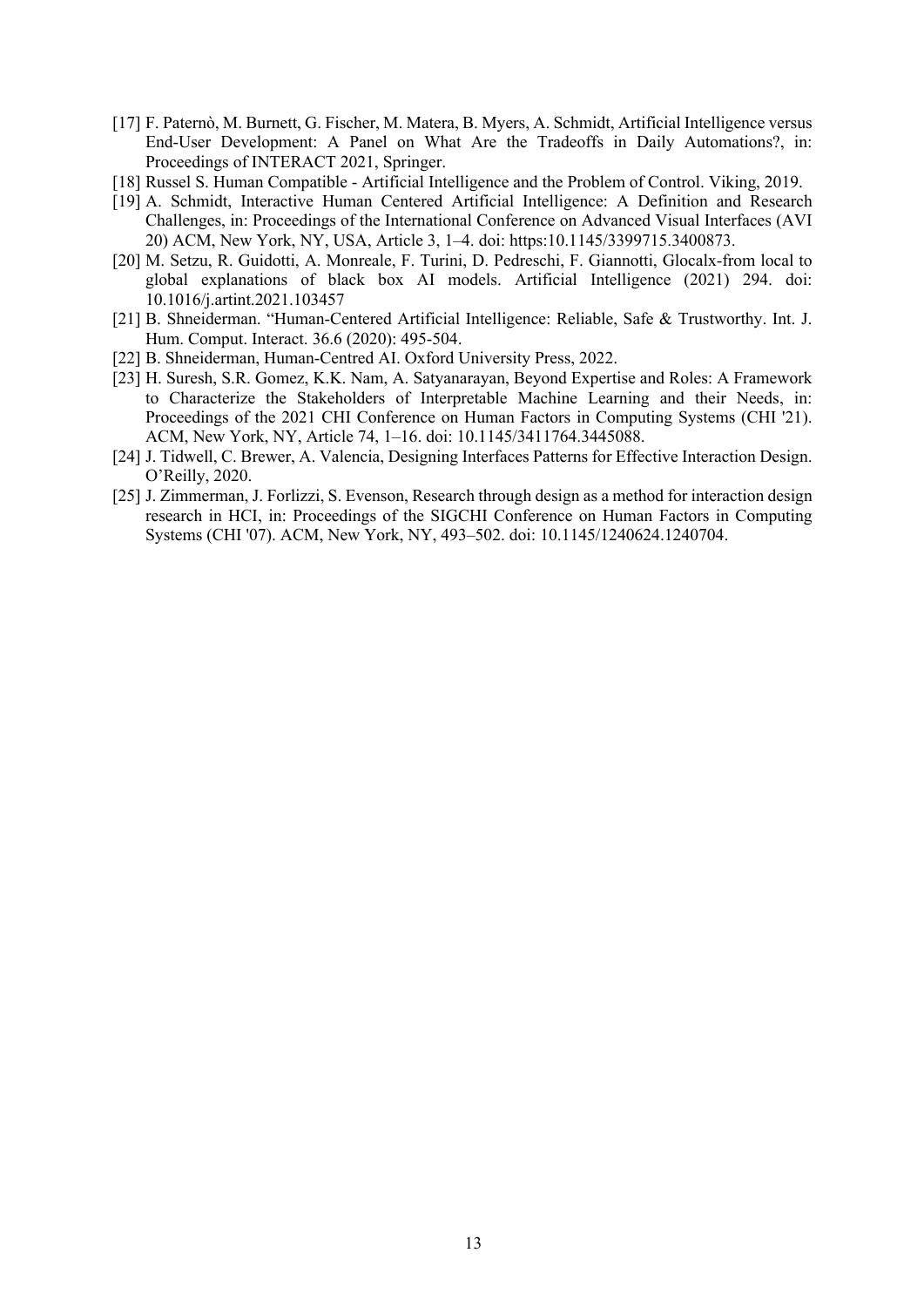[17] F. Paternò, M. Burnett, G. Fischer, M. Matera, B. Myers, A. Schmidt, Artificial Intelligence versus End-User Development: A Panel on What Are the Tradeoffs in Daily Automations?, in: Proceedings of INTERACT 2021, Springer.

[18] Russel S. Human Compatible - Artificial Intelligence and the Problem of Control. Viking, 2019.

[19] A. Schmidt, Interactive Human Centered Artificial Intelligence: A Definition and Research Challenges, in: Proceedings of the International Conference on Advanced Visual Interfaces (AVI 20) ACM, New York, NY, USA, Article 3, 1–4. doi: https:10.1145/3399715.3400873.

[20] M. Setzu, R. Guidotti, A. Monreale, F. Turini, D. Pedreschi, F. Giannotti, Glocalx-from local to global explanations of black box AI models. Artificial Intelligence (2021) 294. doi: 10.1016/j.artint.2021.103457

[21] B. Shneiderman. "Human-Centered Artificial Intelligence: Reliable, Safe & Trustworthy. Int. J. Hum. Comput. Interact. 36.6 (2020): 495-504.

[22] B. Shneiderman, Human-Centred AI. Oxford University Press, 2022.

[23] H. Suresh, S.R. Gomez, K.K. Nam, A. Satyanarayan, Beyond Expertise and Roles: A Framework to Characterize the Stakeholders of Interpretable Machine Learning and their Needs, in: Proceedings of the 2021 CHI Conference on Human Factors in Computing Systems (CHI '21). ACM, New York, NY, Article 74, 1–16. doi: 10.1145/3411764.3445088.

[24] J. Tidwell, C. Brewer, A. Valencia, Designing Interfaces Patterns for Effective Interaction Design. O'Reilly, 2020.

[25] J. Zimmerman, J. Forlizzi, S. Evenson, Research through design as a method for interaction design research in HCI, in: Proceedings of the SIGCHI Conference on Human Factors in Computing Systems (CHI '07). ACM, New York, NY, 493–502. doi: 10.1145/1240624.1240704.